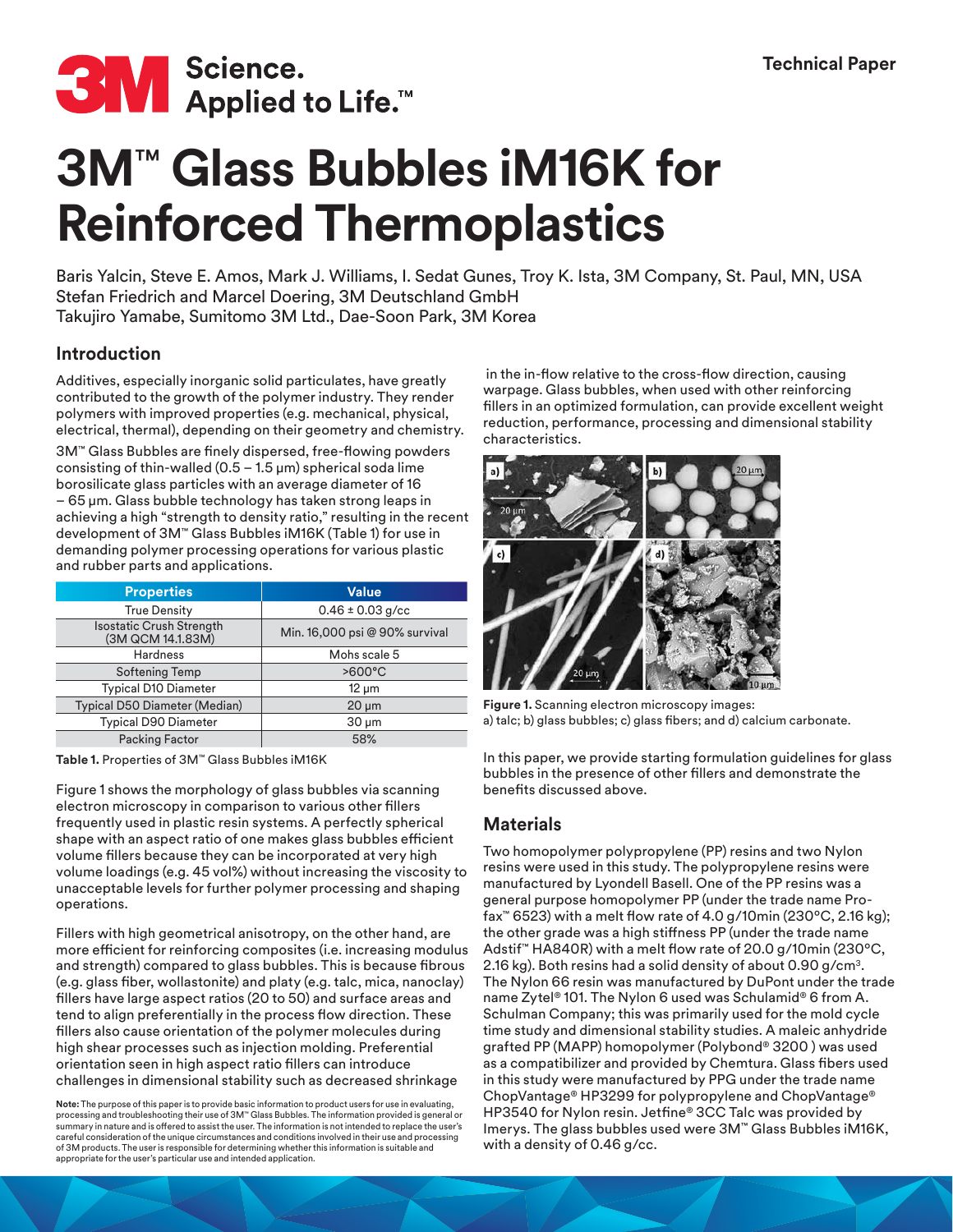Technical Paper

# 3M™ Glass Bubbles iM16K for Reinforced Thermoplastics

Baris Yalcin, Steve E. Amos, Mark J. Williams, I. Sedat Gunes, Troy K. Ista, 3M Company, St. Paul, MN, USA
Stefan Friedrich and Marcel Doering, 3M Deutschland GmbH
Takujiro Yamabe, Sumitomo 3M Ltd., Dae-Soon Park, 3M Korea

## Introduction

Additives, especially inorganic solid particulates, have greatly contributed to the growth of the polymer industry. They render polymers with improved properties (e.g. mechanical, physical, electrical, thermal), depending on their geometry and chemistry.

3M™ Glass Bubbles are finely dispersed, free-flowing powders consisting of thin-walled (0.5 – 1.5 µm) spherical soda lime borosilicate glass particles with an average diameter of 16 – 65 µm. Glass bubble technology has taken strong leaps in achieving a high "strength to density ratio," resulting in the recent development of 3M™ Glass Bubbles iM16K (Table 1) for use in demanding polymer processing operations for various plastic and rubber parts and applications.

| Properties | Value |
|---|---|
| True Density | 0.46 ± 0.03 g/cc |
| Isostatic Crush Strength (3M QCM 14.1.83M) | Min. 16,000 psi @ 90% survival |
| Hardness | Mohs scale 5 |
| Softening Temp | >600°C |
| Typical D10 Diameter | 12 µm |
| Typical D50 Diameter (Median) | 20 µm |
| Typical D90 Diameter | 30 µm |
| Packing Factor | 58% |

**Table 1.** Properties of 3M™ Glass Bubbles iM16K

Figure 1 shows the morphology of glass bubbles via scanning electron microscopy in comparison to various other fillers frequently used in plastic resin systems. A perfectly spherical shape with an aspect ratio of one makes glass bubbles efficient volume fillers because they can be incorporated at very high volume loadings (e.g. 45 vol%) without increasing the viscosity to unacceptable levels for further polymer processing and shaping operations.

Fillers with high geometrical anisotropy, on the other hand, are more efficient for reinforcing composites (i.e. increasing modulus and strength) compared to glass bubbles. This is because fibrous (e.g. glass fiber, wollastonite) and platy (e.g. talc, mica, nanoclay) fillers have large aspect ratios (20 to 50) and surface areas and tend to align preferentially in the process flow direction. These fillers also cause orientation of the polymer molecules during high shear processes such as injection molding. Preferential orientation seen in high aspect ratio fillers can introduce challenges in dimensional stability such as decreased shrinkage in the in-flow relative to the cross-flow direction, causing warpage. Glass bubbles, when used with other reinforcing fillers in an optimized formulation, can provide excellent weight reduction, performance, processing and dimensional stability characteristics.

**Figure 1.** Scanning electron microscopy images:
a) talc; b) glass bubbles; c) glass fibers; and d) calcium carbonate.

In this paper, we provide starting formulation guidelines for glass bubbles in the presence of other fillers and demonstrate the benefits discussed above.

## Materials

Two homopolymer polypropylene (PP) resins and two Nylon resins were used in this study. The polypropylene resins were manufactured by Lyondell Basell. One of the PP resins was a general purpose homopolymer PP (under the trade name Pro-fax™ 6523) with a melt flow rate of 4.0 g/10min (230°C, 2.16 kg); the other grade was a high stiffness PP (under the trade name Adstif™ HA840R) with a melt flow rate of 20.0 g/10min (230°C, 2.16 kg). Both resins had a solid density of about 0.90 g/cm³. The Nylon 66 resin was manufactured by DuPont under the trade name Zytel® 101. The Nylon 6 used was Schulamid® 6 from A. Schulman Company; this was primarily used for the mold cycle time study and dimensional stability studies. A maleic anhydride grafted PP (MAPP) homopolymer (Polybond® 3200 ) was used as a compatibilizer and provided by Chemtura. Glass fibers used in this study were manufactured by PPG under the trade name ChopVantage® HP3299 for polypropylene and ChopVantage® HP3540 for Nylon resin. Jetfine® 3CC Talc was provided by Imerys. The glass bubbles used were 3M™ Glass Bubbles iM16K, with a density of 0.46 g/cc.

**Note:** The purpose of this paper is to provide basic information to product users for use in evaluating, processing and troubleshooting their use of 3M™ Glass Bubbles. The information provided is general or summary in nature and is offered to assist the user. The information is not intended to replace the user's careful consideration of the unique circumstances and conditions involved in their use and processing of 3M products. The user is responsible for determining whether this information is suitable and appropriate for the user's particular use and intended application.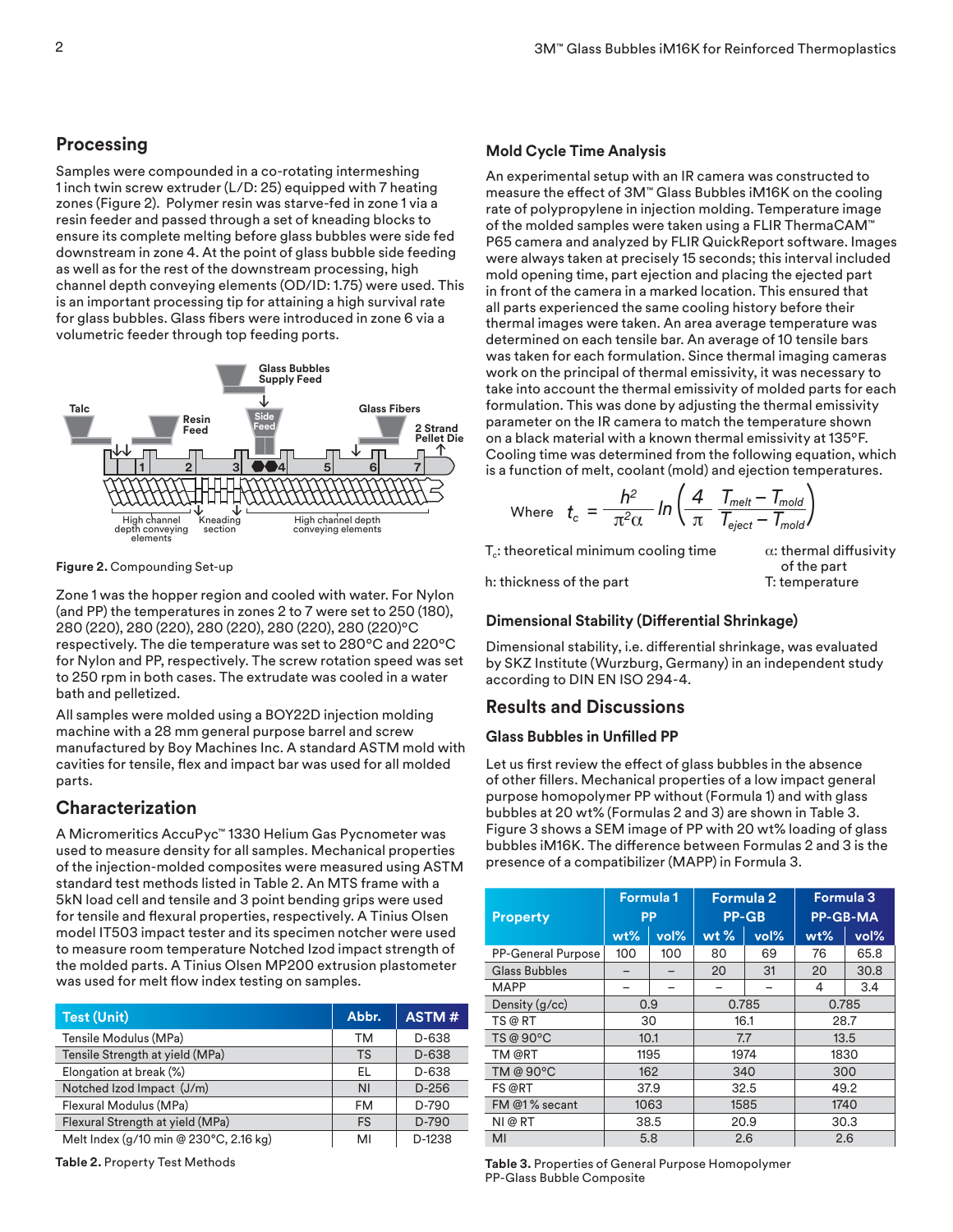## Processing

Samples were compounded in a co-rotating intermeshing 1 inch twin screw extruder (L/D: 25) equipped with 7 heating zones (Figure 2). Polymer resin was starve-fed in zone 1 via a resin feeder and passed through a set of kneading blocks to ensure its complete melting before glass bubbles were side fed downstream in zone 4. At the point of glass bubble side feeding as well as for the rest of the downstream processing, high channel depth conveying elements (OD/ID: 1.75) were used. This is an important processing tip for attaining a high survival rate for glass bubbles. Glass fibers were introduced in zone 6 via a volumetric feeder through top feeding ports.

**Figure 2.** Compounding Set-up

Zone 1 was the hopper region and cooled with water. For Nylon (and PP) the temperatures in zones 2 to 7 were set to 250 (180), 280 (220), 280 (220), 280 (220), 280 (220), 280 (220)°C respectively. The die temperature was set to 280°C and 220°C for Nylon and PP, respectively. The screw rotation speed was set to 250 rpm in both cases. The extrudate was cooled in a water bath and pelletized.

All samples were molded using a BOY22D injection molding machine with a 28 mm general purpose barrel and screw manufactured by Boy Machines Inc. A standard ASTM mold with cavities for tensile, flex and impact bar was used for all molded parts.

## Characterization

A Micromeritics AccuPyc™ 1330 Helium Gas Pycnometer was used to measure density for all samples. Mechanical properties of the injection-molded composites were measured using ASTM standard test methods listed in Table 2. An MTS frame with a 5kN load cell and tensile and 3 point bending grips were used for tensile and flexural properties, respectively. A Tinius Olsen model IT503 impact tester and its specimen notcher were used to measure room temperature Notched Izod impact strength of the molded parts. A Tinius Olsen MP200 extrusion plastometer was used for melt flow index testing on samples.

| Test (Unit) | Abbr. | ASTM # |
|---|---|---|
| Tensile Modulus (MPa) | TM | D-638 |
| Tensile Strength at yield (MPa) | TS | D-638 |
| Elongation at break (%) | EL | D-638 |
| Notched Izod Impact (J/m) | NI | D-256 |
| Flexural Modulus (MPa) | FM | D-790 |
| Flexural Strength at yield (MPa) | FS | D-790 |
| Melt Index (g/10 min @ 230°C, 2.16 kg) | MI | D-1238 |

**Table 2.** Property Test Methods

### Mold Cycle Time Analysis

An experimental setup with an IR camera was constructed to measure the effect of 3M™ Glass Bubbles iM16K on the cooling rate of polypropylene in injection molding. Temperature image of the molded samples were taken using a FLIR ThermaCAM™ P65 camera and analyzed by FLIR QuickReport software. Images were always taken at precisely 15 seconds; this interval included mold opening time, part ejection and placing the ejected part in front of the camera in a marked location. This ensured that all parts experienced the same cooling history before their thermal images were taken. An area average temperature was determined on each tensile bar. An average of 10 tensile bars was taken for each formulation. Since thermal imaging cameras work on the principal of thermal emissivity, it was necessary to take into account the thermal emissivity of molded parts for each formulation. This was done by adjusting the thermal emissivity parameter on the IR camera to match the temperature shown on a black material with a known thermal emissivity at 135°F. Cooling time was determined from the following equation, which is a function of melt, coolant (mold) and ejection temperatures.

$$\text{Where} \quad t_c = \frac{h^2}{\pi^2 \alpha} \ln\left(\frac{4}{\pi} \frac{T_{melt} - T_{mold}}{T_{eject} - T_{mold}}\right)$$

$T_c$: theoretical minimum cooling time

h: thickness of the part

$\alpha$: thermal diffusivity of the part

T: temperature

### Dimensional Stability (Differential Shrinkage)

Dimensional stability, i.e. differential shrinkage, was evaluated by SKZ Institute (Wurzburg, Germany) in an independent study according to DIN EN ISO 294-4.

## Results and Discussions

### Glass Bubbles in Unfilled PP

Let us first review the effect of glass bubbles in the absence of other fillers. Mechanical properties of a low impact general purpose homopolymer PP without (Formula 1) and with glass bubbles at 20 wt% (Formulas 2 and 3) are shown in Table 3. Figure 3 shows a SEM image of PP with 20 wt% loading of glass bubbles iM16K. The difference between Formulas 2 and 3 is the presence of a compatibilizer (MAPP) in Formula 3.

| Property | Formula 1 PP | | Formula 2 PP-GB | | Formula 3 PP-GB-MA | |
|---|---|---|---|---|---|---|
| | wt% | vol% | wt % | vol% | wt% | vol% |
| PP-General Purpose | 100 | 100 | 80 | 69 | 76 | 65.8 |
| Glass Bubbles | – | – | 20 | 31 | 20 | 30.8 |
| MAPP | – | – | – | – | 4 | 3.4 |
| Density (g/cc) | 0.9 | | 0.785 | | 0.785 | |
| TS @ RT | 30 | | 16.1 | | 28.7 | |
| TS @ 90°C | 10.1 | | 7.7 | | 13.5 | |
| TM @RT | 1195 | | 1974 | | 1830 | |
| TM @ 90°C | 162 | | 340 | | 300 | |
| FS @RT | 37.9 | | 32.5 | | 49.2 | |
| FM @1% secant | 1063 | | 1585 | | 1740 | |
| NI @ RT | 38.5 | | 20.9 | | 30.3 | |
| MI | 5.8 | | 2.6 | | 2.6 | |

**Table 3.** Properties of General Purpose Homopolymer PP-Glass Bubble Composite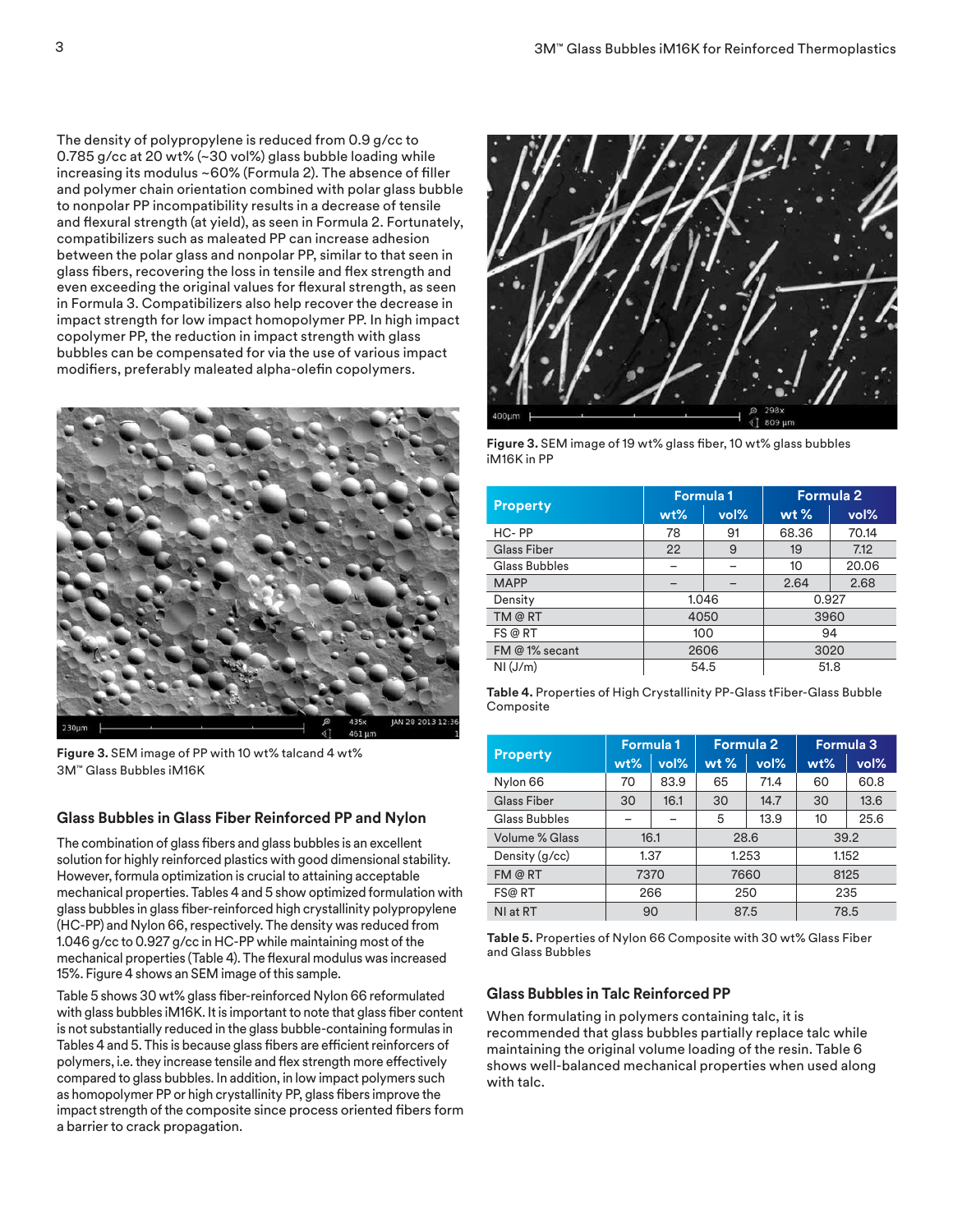The density of polypropylene is reduced from 0.9 g/cc to 0.785 g/cc at 20 wt% (~30 vol%) glass bubble loading while increasing its modulus ~60% (Formula 2). The absence of filler and polymer chain orientation combined with polar glass bubble to nonpolar PP incompatibility results in a decrease of tensile and flexural strength (at yield), as seen in Formula 2. Fortunately, compatibilizers such as maleated PP can increase adhesion between the polar glass and nonpolar PP, similar to that seen in glass fibers, recovering the loss in tensile and flex strength and even exceeding the original values for flexural strength, as seen in Formula 3. Compatibilizers also help recover the decrease in impact strength for low impact homopolymer PP. In high impact copolymer PP, the reduction in impact strength with glass bubbles can be compensated for via the use of various impact modifiers, preferably maleated alpha-olefin copolymers.

**Figure 3.** SEM image of PP with 10 wt% talcand 4 wt% 3M™ Glass Bubbles iM16K

## Glass Bubbles in Glass Fiber Reinforced PP and Nylon

The combination of glass fibers and glass bubbles is an excellent solution for highly reinforced plastics with good dimensional stability. However, formula optimization is crucial to attaining acceptable mechanical properties. Tables 4 and 5 show optimized formulation with glass bubbles in glass fiber-reinforced high crystallinity polypropylene (HC-PP) and Nylon 66, respectively. The density was reduced from 1.046 g/cc to 0.927 g/cc in HC-PP while maintaining most of the mechanical properties (Table 4). The flexural modulus was increased 15%. Figure 4 shows an SEM image of this sample.

Table 5 shows 30 wt% glass fiber-reinforced Nylon 66 reformulated with glass bubbles iM16K. It is important to note that glass fiber content is not substantially reduced in the glass bubble-containing formulas in Tables 4 and 5. This is because glass fibers are efficient reinforcers of polymers, i.e. they increase tensile and flex strength more effectively compared to glass bubbles. In addition, in low impact polymers such as homopolymer PP or high crystallinity PP, glass fibers improve the impact strength of the composite since process oriented fibers form a barrier to crack propagation.

**Figure 3.** SEM image of 19 wt% glass fiber, 10 wt% glass bubbles iM16K in PP

| Property | Formula 1 | | Formula 2 | |
|---|---|---|---|---|
| | wt% | vol% | wt % | vol% |
| HC- PP | 78 | 91 | 68.36 | 70.14 |
| Glass Fiber | 22 | 9 | 19 | 7.12 |
| Glass Bubbles | – | – | 10 | 20.06 |
| MAPP | – | – | 2.64 | 2.68 |
| Density | 1.046 | | 0.927 | |
| TM @ RT | 4050 | | 3960 | |
| FS @ RT | 100 | | 94 | |
| FM @ 1% secant | 2606 | | 3020 | |
| NI (J/m) | 54.5 | | 51.8 | |

**Table 4.** Properties of High Crystallinity PP-Glass tFiber-Glass Bubble Composite

| Property | Formula 1 | | Formula 2 | | Formula 3 | |
|---|---|---|---|---|---|---|
| | wt% | vol% | wt % | vol% | wt% | vol% |
| Nylon 66 | 70 | 83.9 | 65 | 71.4 | 60 | 60.8 |
| Glass Fiber | 30 | 16.1 | 30 | 14.7 | 30 | 13.6 |
| Glass Bubbles | – | – | 5 | 13.9 | 10 | 25.6 |
| Volume % Glass | 16.1 | | 28.6 | | 39.2 | |
| Density (g/cc) | 1.37 | | 1.253 | | 1.152 | |
| FM @ RT | 7370 | | 7660 | | 8125 | |
| FS@ RT | 266 | | 250 | | 235 | |
| NI at RT | 90 | | 87.5 | | 78.5 | |

**Table 5.** Properties of Nylon 66 Composite with 30 wt% Glass Fiber and Glass Bubbles

## Glass Bubbles in Talc Reinforced PP

When formulating in polymers containing talc, it is recommended that glass bubbles partially replace talc while maintaining the original volume loading of the resin. Table 6 shows well-balanced mechanical properties when used along with talc.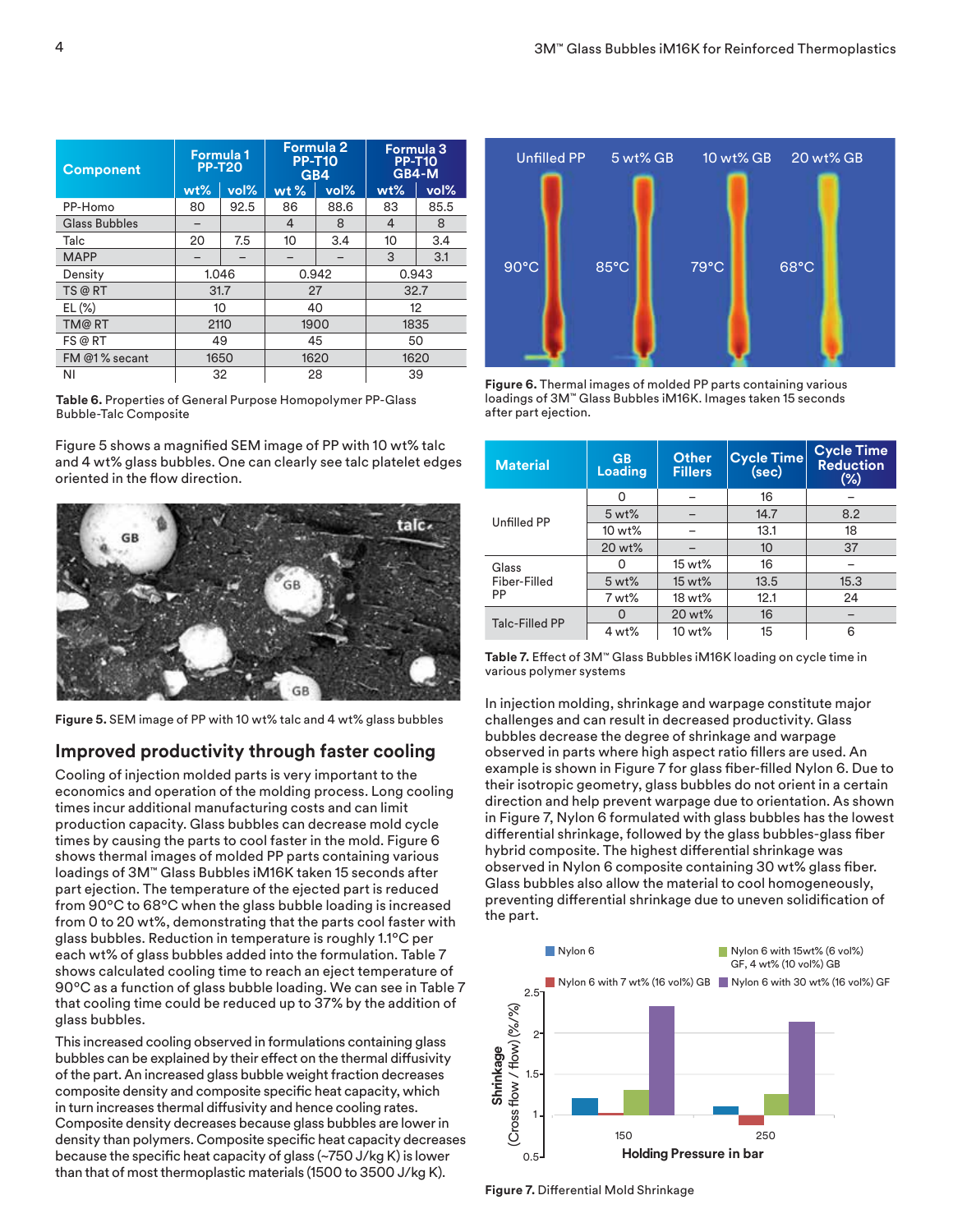| Component | Formula 1 PP-T20 | | Formula 2 PP-T10 GB4 | | Formula 3 PP-T10 GB4-M | |
|---|---|---|---|---|---|---|
| | wt% | vol% | wt % | vol% | wt% | vol% |
| PP-Homo | 80 | 92.5 | 86 | 88.6 | 83 | 85.5 |
| Glass Bubbles | – | | 4 | 8 | 4 | 8 |
| Talc | 20 | 7.5 | 10 | 3.4 | 10 | 3.4 |
| MAPP | – | – | – | – | 3 | 3.1 |
| Density | 1.046 | | 0.942 | | 0.943 | |
| TS @ RT | 31.7 | | 27 | | 32.7 | |
| EL (%) | 10 | | 40 | | 12 | |
| TM@ RT | 2110 | | 1900 | | 1835 | |
| FS @ RT | 49 | | 45 | | 50 | |
| FM @1 % secant | 1650 | | 1620 | | 1620 | |
| NI | 32 | | 28 | | 39 | |

**Table 6.** Properties of General Purpose Homopolymer PP-Glass Bubble-Talc Composite

Figure 5 shows a magnified SEM image of PP with 10 wt% talc and 4 wt% glass bubbles. One can clearly see talc platelet edges oriented in the flow direction.

**Figure 5.** SEM image of PP with 10 wt% talc and 4 wt% glass bubbles

## Improved productivity through faster cooling

Cooling of injection molded parts is very important to the economics and operation of the molding process. Long cooling times incur additional manufacturing costs and can limit production capacity. Glass bubbles can decrease mold cycle times by causing the parts to cool faster in the mold. Figure 6 shows thermal images of molded PP parts containing various loadings of 3M™ Glass Bubbles iM16K taken 15 seconds after part ejection. The temperature of the ejected part is reduced from 90°C to 68°C when the glass bubble loading is increased from 0 to 20 wt%, demonstrating that the parts cool faster with glass bubbles. Reduction in temperature is roughly 1.1°C per each wt% of glass bubbles added into the formulation. Table 7 shows calculated cooling time to reach an eject temperature of 90°C as a function of glass bubble loading. We can see in Table 7 that cooling time could be reduced up to 37% by the addition of glass bubbles.

This increased cooling observed in formulations containing glass bubbles can be explained by their effect on the thermal diffusivity of the part. An increased glass bubble weight fraction decreases composite density and composite specific heat capacity, which in turn increases thermal diffusivity and hence cooling rates. Composite density decreases because glass bubbles are lower in density than polymers. Composite specific heat capacity decreases because the specific heat capacity of glass (~750 J/kg K) is lower than that of most thermoplastic materials (1500 to 3500 J/kg K).

**Figure 6.** Thermal images of molded PP parts containing various loadings of 3M™ Glass Bubbles iM16K. Images taken 15 seconds after part ejection.

| Material | GB Loading | Other Fillers | Cycle Time (sec) | Cycle Time Reduction (%) |
|---|---|---|---|---|
| Unfilled PP | 0 | – | 16 | – |
| | 5 wt% | – | 14.7 | 8.2 |
| | 10 wt% | – | 13.1 | 18 |
| | 20 wt% | – | 10 | 37 |
| Glass Fiber-Filled PP | 0 | 15 wt% | 16 | – |
| | 5 wt% | 15 wt% | 13.5 | 15.3 |
| | 7 wt% | 18 wt% | 12.1 | 24 |
| Talc-Filled PP | 0 | 20 wt% | 16 | – |
| | 4 wt% | 10 wt% | 15 | 6 |

**Table 7.** Effect of 3M™ Glass Bubbles iM16K loading on cycle time in various polymer systems

In injection molding, shrinkage and warpage constitute major challenges and can result in decreased productivity. Glass bubbles decrease the degree of shrinkage and warpage observed in parts where high aspect ratio fillers are used. An example is shown in Figure 7 for glass fiber-filled Nylon 6. Due to their isotropic geometry, glass bubbles do not orient in a certain direction and help prevent warpage due to orientation. As shown in Figure 7, Nylon 6 formulated with glass bubbles has the lowest differential shrinkage, followed by the glass bubbles-glass fiber hybrid composite. The highest differential shrinkage was observed in Nylon 6 composite containing 30 wt% glass fiber. Glass bubbles also allow the material to cool homogeneously, preventing differential shrinkage due to uneven solidification of the part.

**Figure 7.** Differential Mold Shrinkage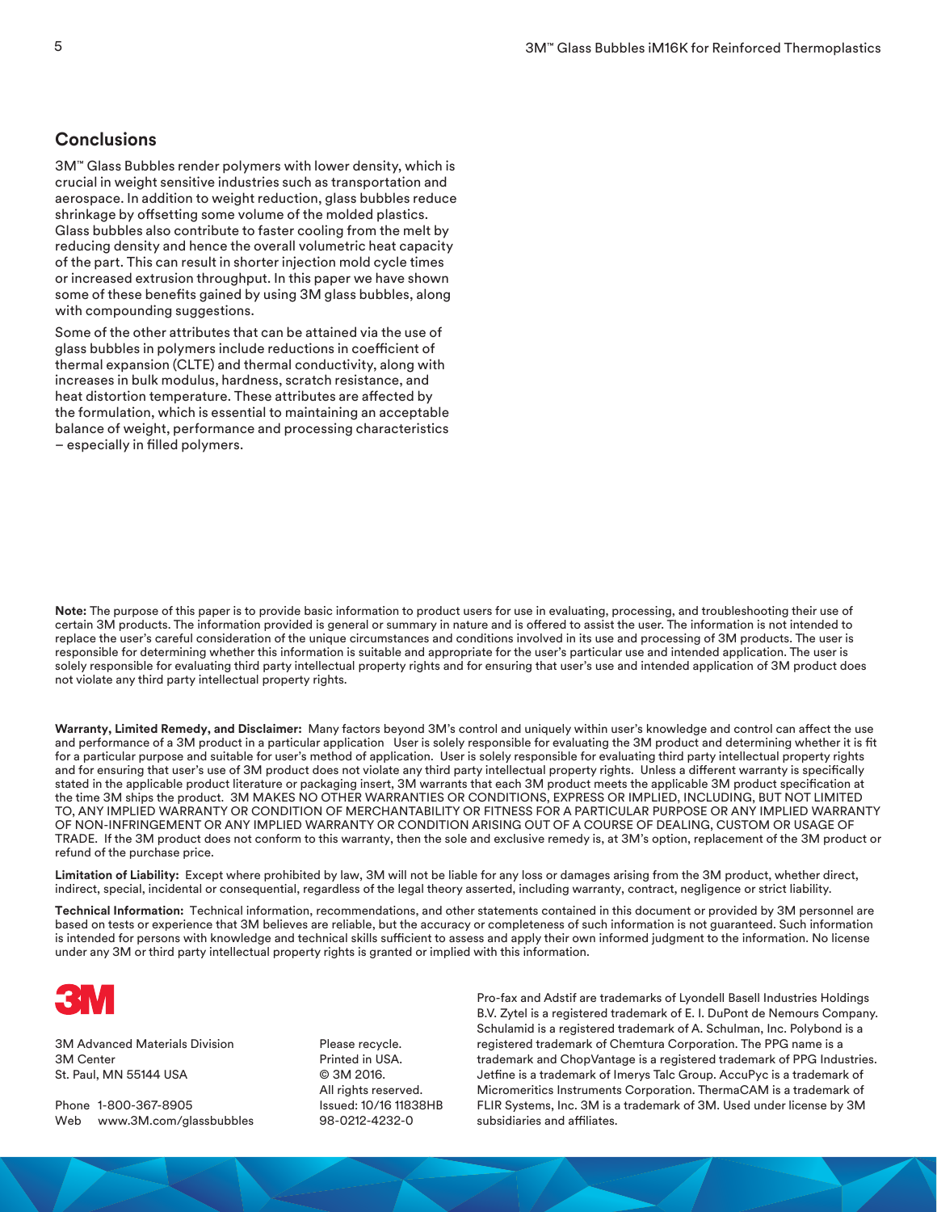## Conclusions

3M™ Glass Bubbles render polymers with lower density, which is crucial in weight sensitive industries such as transportation and aerospace. In addition to weight reduction, glass bubbles reduce shrinkage by offsetting some volume of the molded plastics. Glass bubbles also contribute to faster cooling from the melt by reducing density and hence the overall volumetric heat capacity of the part. This can result in shorter injection mold cycle times or increased extrusion throughput. In this paper we have shown some of these benefits gained by using 3M glass bubbles, along with compounding suggestions.

Some of the other attributes that can be attained via the use of glass bubbles in polymers include reductions in coefficient of thermal expansion (CLTE) and thermal conductivity, along with increases in bulk modulus, hardness, scratch resistance, and heat distortion temperature. These attributes are affected by the formulation, which is essential to maintaining an acceptable balance of weight, performance and processing characteristics – especially in filled polymers.

**Note:** The purpose of this paper is to provide basic information to product users for use in evaluating, processing, and troubleshooting their use of certain 3M products. The information provided is general or summary in nature and is offered to assist the user. The information is not intended to replace the user's careful consideration of the unique circumstances and conditions involved in its use and processing of 3M products. The user is responsible for determining whether this information is suitable and appropriate for the user's particular use and intended application. The user is solely responsible for evaluating third party intellectual property rights and for ensuring that user's use and intended application of 3M product does not violate any third party intellectual property rights.

**Warranty, Limited Remedy, and Disclaimer:** Many factors beyond 3M's control and uniquely within user's knowledge and control can affect the use and performance of a 3M product in a particular application User is solely responsible for evaluating the 3M product and determining whether it is fit for a particular purpose and suitable for user's method of application. User is solely responsible for evaluating third party intellectual property rights and for ensuring that user's use of 3M product does not violate any third party intellectual property rights. Unless a different warranty is specifically stated in the applicable product literature or packaging insert, 3M warrants that each 3M product meets the applicable 3M product specification at the time 3M ships the product. 3M MAKES NO OTHER WARRANTIES OR CONDITIONS, EXPRESS OR IMPLIED, INCLUDING, BUT NOT LIMITED TO, ANY IMPLIED WARRANTY OR CONDITION OF MERCHANTABILITY OR FITNESS FOR A PARTICULAR PURPOSE OR ANY IMPLIED WARRANTY OF NON-INFRINGEMENT OR ANY IMPLIED WARRANTY OR CONDITION ARISING OUT OF A COURSE OF DEALING, CUSTOM OR USAGE OF TRADE. If the 3M product does not conform to this warranty, then the sole and exclusive remedy is, at 3M's option, replacement of the 3M product or refund of the purchase price.

**Limitation of Liability:** Except where prohibited by law, 3M will not be liable for any loss or damages arising from the 3M product, whether direct, indirect, special, incidental or consequential, regardless of the legal theory asserted, including warranty, contract, negligence or strict liability.

**Technical Information:** Technical information, recommendations, and other statements contained in this document or provided by 3M personnel are based on tests or experience that 3M believes are reliable, but the accuracy or completeness of such information is not guaranteed. Such information is intended for persons with knowledge and technical skills sufficient to assess and apply their own informed judgment to the information. No license under any 3M or third party intellectual property rights is granted or implied with this information.

3M

3M Advanced Materials Division
3M Center
St. Paul, MN 55144 USA

Phone 1-800-367-8905
Web www.3M.com/glassbubbles

Please recycle.
Printed in USA.
© 3M 2016.
All rights reserved.
Issued: 10/16 11838HB
98-0212-4232-0

Pro-fax and Adstif are trademarks of Lyondell Basell Industries Holdings B.V. Zytel is a registered trademark of E. I. DuPont de Nemours Company. Schulamid is a registered trademark of A. Schulman, Inc. Polybond is a registered trademark of Chemtura Corporation. The PPG name is a trademark and ChopVantage is a registered trademark of PPG Industries. Jetfine is a trademark of Imerys Talc Group. AccuPyc is a trademark of Micromeritics Instruments Corporation. ThermaCAM is a trademark of FLIR Systems, Inc. 3M is a trademark of 3M. Used under license by 3M subsidiaries and affiliates.